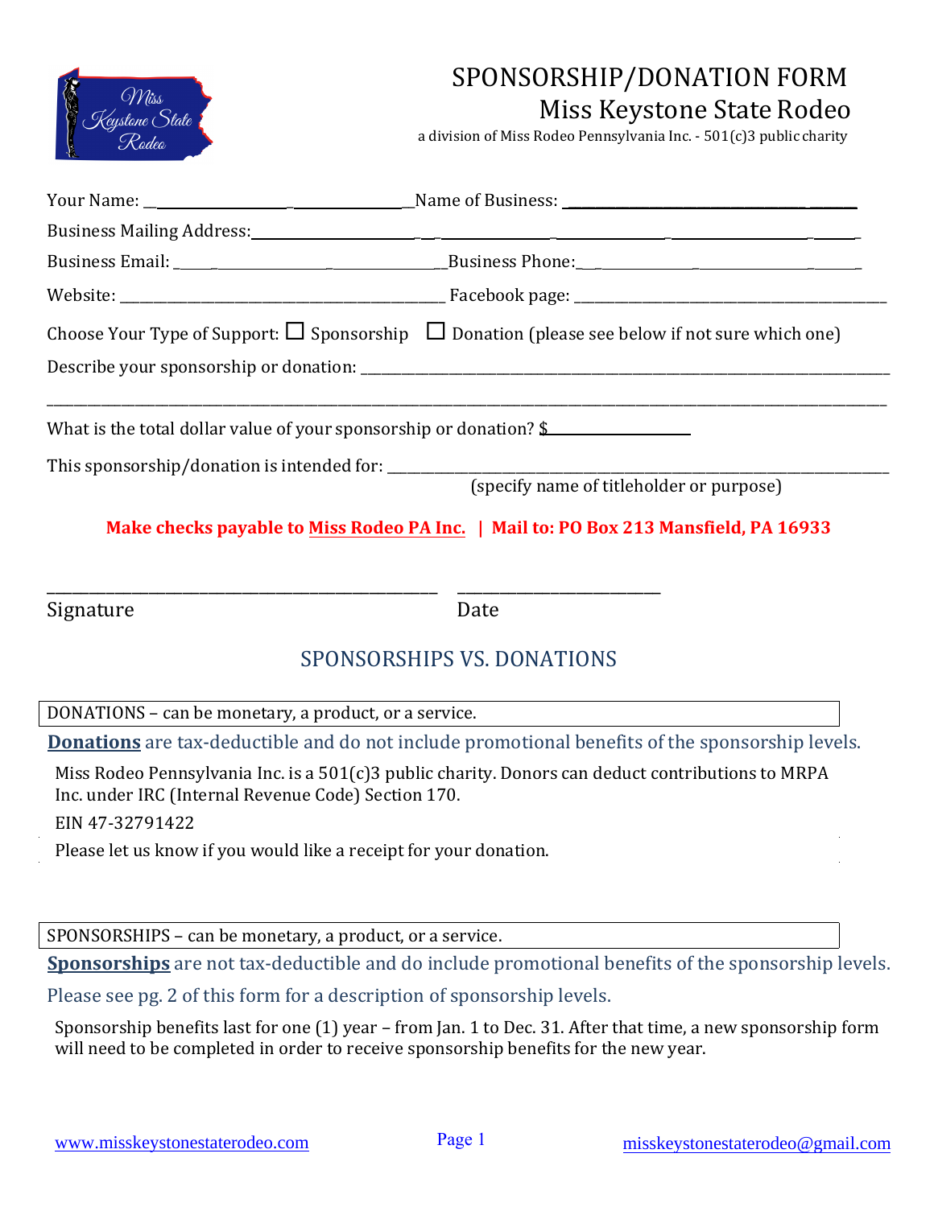# SPONSORSHIP/DONATION FORM

## Miss Keystone State Rodeo

a division of Miss Rodeo Pennsylvania Inc. - 501(c)3 public charity

Your Name: ______________________________ Name of Business: ______________________________

Business Mailing Address: ____________________________________________________________

Business Email: ______________________________ Business Phone: ______________________________

Website: ______________________________ Facebook page: ______________________________

Choose Your Type of Support: ☐ Sponsorship ☐ Donation (please see below if not sure which one)

Describe your sponsorship or donation: ____________________________________________________________

____________________________________________________________________________________________

What is the total dollar value of your sponsorship or donation? $______________

This sponsorship/donation is intended for: ____________________________________________________________
(specify name of titleholder or purpose)

**Make checks payable to Miss Rodeo PA Inc. | Mail to: PO Box 213 Mansfield, PA 16933**

______________________________ ______________________________

Signature Date

## SPONSORSHIPS VS. DONATIONS

DONATIONS – can be monetary, a product, or a service.

**Donations** are tax-deductible and do not include promotional benefits of the sponsorship levels.

Miss Rodeo Pennsylvania Inc. is a 501(c)3 public charity. Donors can deduct contributions to MRPA Inc. under IRC (Internal Revenue Code) Section 170.

EIN 47-32791422

Please let us know if you would like a receipt for your donation.

SPONSORSHIPS – can be monetary, a product, or a service.

**Sponsorships** are not tax-deductible and do include promotional benefits of the sponsorship levels.

Please see pg. 2 of this form for a description of sponsorship levels.

Sponsorship benefits last for one (1) year – from Jan. 1 to Dec. 31. After that time, a new sponsorship form will need to be completed in order to receive sponsorship benefits for the new year.

www.misskeystonestaterodeo.com misskeystonestaterodeo@gmail.com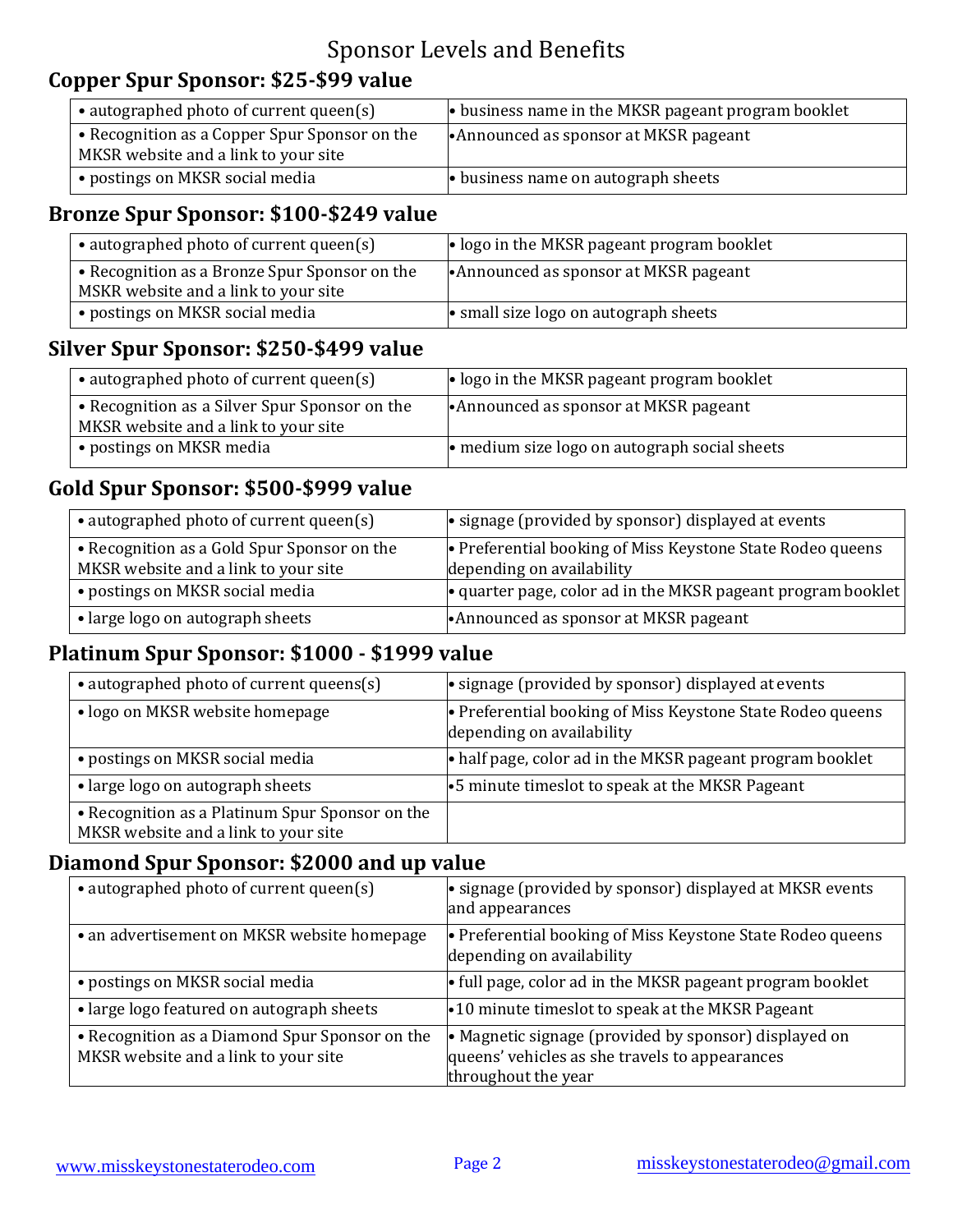# Sponsor Levels and Benefits

## Copper Spur Sponsor: $25-$99 value

| | |
|---|---|
| • autographed photo of current queen(s) | • business name in the MKSR pageant program booklet |
| • Recognition as a Copper Spur Sponsor on the MKSR website and a link to your site | •Announced as sponsor at MKSR pageant |
| • postings on MKSR social media | • business name on autograph sheets |

## Bronze Spur Sponsor: $100-$249 value

| | |
|---|---|
| • autographed photo of current queen(s) | • logo in the MKSR pageant program booklet |
| • Recognition as a Bronze Spur Sponsor on the MSKR website and a link to your site | •Announced as sponsor at MKSR pageant |
| • postings on MKSR social media | • small size logo on autograph sheets |

## Silver Spur Sponsor: $250-$499 value

| | |
|---|---|
| • autographed photo of current queen(s) | • logo in the MKSR pageant program booklet |
| • Recognition as a Silver Spur Sponsor on the MKSR website and a link to your site | •Announced as sponsor at MKSR pageant |
| • postings on MKSR media | • medium size logo on autograph social sheets |

## Gold Spur Sponsor: $500-$999 value

| | |
|---|---|
| • autographed photo of current queen(s) | • signage (provided by sponsor) displayed at events |
| • Recognition as a Gold Spur Sponsor on the MKSR website and a link to your site | • Preferential booking of Miss Keystone State Rodeo queens depending on availability |
| • postings on MKSR social media | • quarter page, color ad in the MKSR pageant program booklet |
| • large logo on autograph sheets | •Announced as sponsor at MKSR pageant |

## Platinum Spur Sponsor: $1000 - $1999 value

| | |
|---|---|
| • autographed photo of current queens(s) | • signage (provided by sponsor) displayed at events |
| • logo on MKSR website homepage | • Preferential booking of Miss Keystone State Rodeo queens depending on availability |
| • postings on MKSR social media | • half page, color ad in the MKSR pageant program booklet |
| • large logo on autograph sheets | •5 minute timeslot to speak at the MKSR Pageant |
| • Recognition as a Platinum Spur Sponsor on the MKSR website and a link to your site | |

## Diamond Spur Sponsor: $2000 and up value

| | |
|---|---|
| • autographed photo of current queen(s) | • signage (provided by sponsor) displayed at MKSR events and appearances |
| • an advertisement on MKSR website homepage | • Preferential booking of Miss Keystone State Rodeo queens depending on availability |
| • postings on MKSR social media | • full page, color ad in the MKSR pageant program booklet |
| • large logo featured on autograph sheets | •10 minute timeslot to speak at the MKSR Pageant |
| • Recognition as a Diamond Spur Sponsor on the MKSR website and a link to your site | • Magnetic signage (provided by sponsor) displayed on queens' vehicles as she travels to appearances throughout the year |

www.misskeystonestaterodeo.com misskeystonestaterodeo@gmail.com